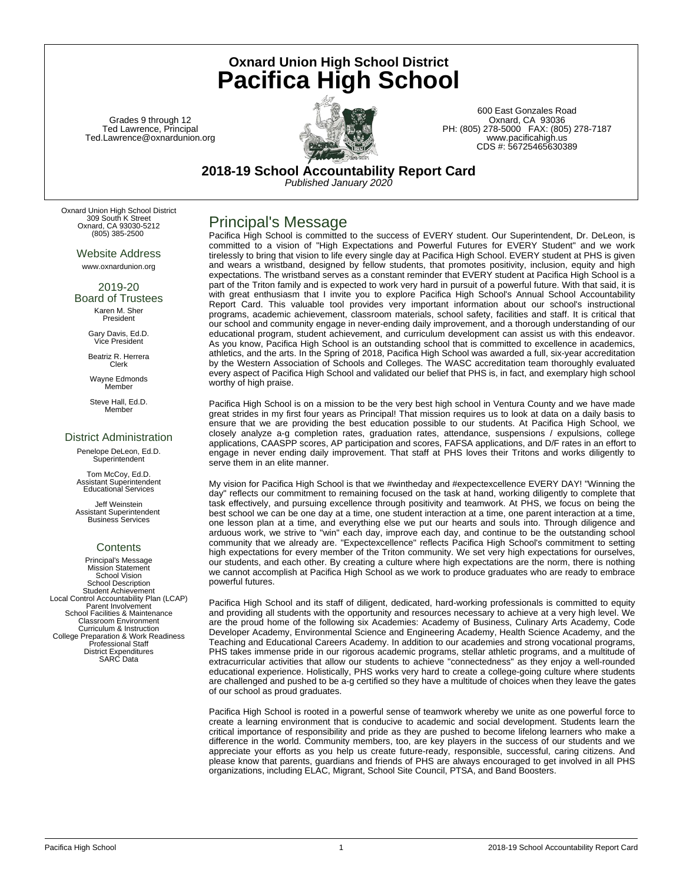# Oxnard Union High School District
# Pacifica High School

Grades 9 through 12
Ted Lawrence, Principal
Ted.Lawrence@oxnardunion.org

600 East Gonzales Road
Oxnard, CA 93036
PH: (805) 278-5000 FAX: (805) 278-7187
www.pacificahigh.us
CDS #: 56725465630389

## 2018-19 School Accountability Report Card

*Published January 2020*

Oxnard Union High School District
309 South K Street
Oxnard, CA 93030-5212
(805) 385-2500

### Website Address

www.oxnardunion.org

### 2019-20 Board of Trustees

Karen M. Sher
President

Gary Davis, Ed.D.
Vice President

Beatriz R. Herrera
Clerk

Wayne Edmonds
Member

Steve Hall, Ed.D.
Member

### District Administration

Penelope DeLeon, Ed.D.
Superintendent

Tom McCoy, Ed.D.
Assistant Superintendent
Educational Services

Jeff Weinstein
Assistant Superintendent
Business Services

### Contents

Principal's Message
Mission Statement
School Vision
School Description
Student Achievement
Local Control Accountability Plan (LCAP)
Parent Involvement
School Facilities & Maintenance
Classroom Environment
Curriculum & Instruction
College Preparation & Work Readiness
Professional Staff
District Expenditures
SARC Data

## Principal's Message

Pacifica High School is committed to the success of EVERY student. Our Superintendent, Dr. DeLeon, is committed to a vision of "High Expectations and Powerful Futures for EVERY Student" and we work tirelessly to bring that vision to life every single day at Pacifica High School. EVERY student at PHS is given and wears a wristband, designed by fellow students, that promotes positivity, inclusion, equity and high expectations. The wristband serves as a constant reminder that EVERY student at Pacifica High School is a part of the Triton family and is expected to work very hard in pursuit of a powerful future. With that said, it is with great enthusiasm that I invite you to explore Pacifica High School's Annual School Accountability Report Card. This valuable tool provides very important information about our school's instructional programs, academic achievement, classroom materials, school safety, facilities and staff. It is critical that our school and community engage in never-ending daily improvement, and a thorough understanding of our educational program, student achievement, and curriculum development can assist us with this endeavor. As you know, Pacifica High School is an outstanding school that is committed to excellence in academics, athletics, and the arts. In the Spring of 2018, Pacifica High School was awarded a full, six-year accreditation by the Western Association of Schools and Colleges. The WASC accreditation team thoroughly evaluated every aspect of Pacifica High School and validated our belief that PHS is, in fact, and exemplary high school worthy of high praise.

Pacifica High School is on a mission to be the very best high school in Ventura County and we have made great strides in my first four years as Principal! That mission requires us to look at data on a daily basis to ensure that we are providing the best education possible to our students. At Pacifica High School, we closely analyze a-g completion rates, graduation rates, attendance, suspensions / expulsions, college applications, CAASPP scores, AP participation and scores, FAFSA applications, and D/F rates in an effort to engage in never ending daily improvement. That staff at PHS loves their Tritons and works diligently to serve them in an elite manner.

My vision for Pacifica High School is that we #wintheday and #expectexcellence EVERY DAY! "Winning the day" reflects our commitment to remaining focused on the task at hand, working diligently to complete that task effectively, and pursuing excellence through positivity and teamwork. At PHS, we focus on being the best school we can be one day at a time, one student interaction at a time, one parent interaction at a time, one lesson plan at a time, and everything else we put our hearts and souls into. Through diligence and arduous work, we strive to "win" each day, improve each day, and continue to be the outstanding school community that we already are. "Expectexcellence" reflects Pacifica High School's commitment to setting high expectations for every member of the Triton community. We set very high expectations for ourselves, our students, and each other. By creating a culture where high expectations are the norm, there is nothing we cannot accomplish at Pacifica High School as we work to produce graduates who are ready to embrace powerful futures.

Pacifica High School and its staff of diligent, dedicated, hard-working professionals is committed to equity and providing all students with the opportunity and resources necessary to achieve at a very high level. We are the proud home of the following six Academies: Academy of Business, Culinary Arts Academy, Code Developer Academy, Environmental Science and Engineering Academy, Health Science Academy, and the Teaching and Educational Careers Academy. In addition to our academies and strong vocational programs, PHS takes immense pride in our rigorous academic programs, stellar athletic programs, and a multitude of extracurricular activities that allow our students to achieve "connectedness" as they enjoy a well-rounded educational experience. Holistically, PHS works very hard to create a college-going culture where students are challenged and pushed to be a-g certified so they have a multitude of choices when they leave the gates of our school as proud graduates.

Pacifica High School is rooted in a powerful sense of teamwork whereby we unite as one powerful force to create a learning environment that is conducive to academic and social development. Students learn the critical importance of responsibility and pride as they are pushed to become lifelong learners who make a difference in the world. Community members, too, are key players in the success of our students and we appreciate your efforts as you help us create future-ready, responsible, successful, caring citizens. And please know that parents, guardians and friends of PHS are always encouraged to get involved in all PHS organizations, including ELAC, Migrant, School Site Council, PTSA, and Band Boosters.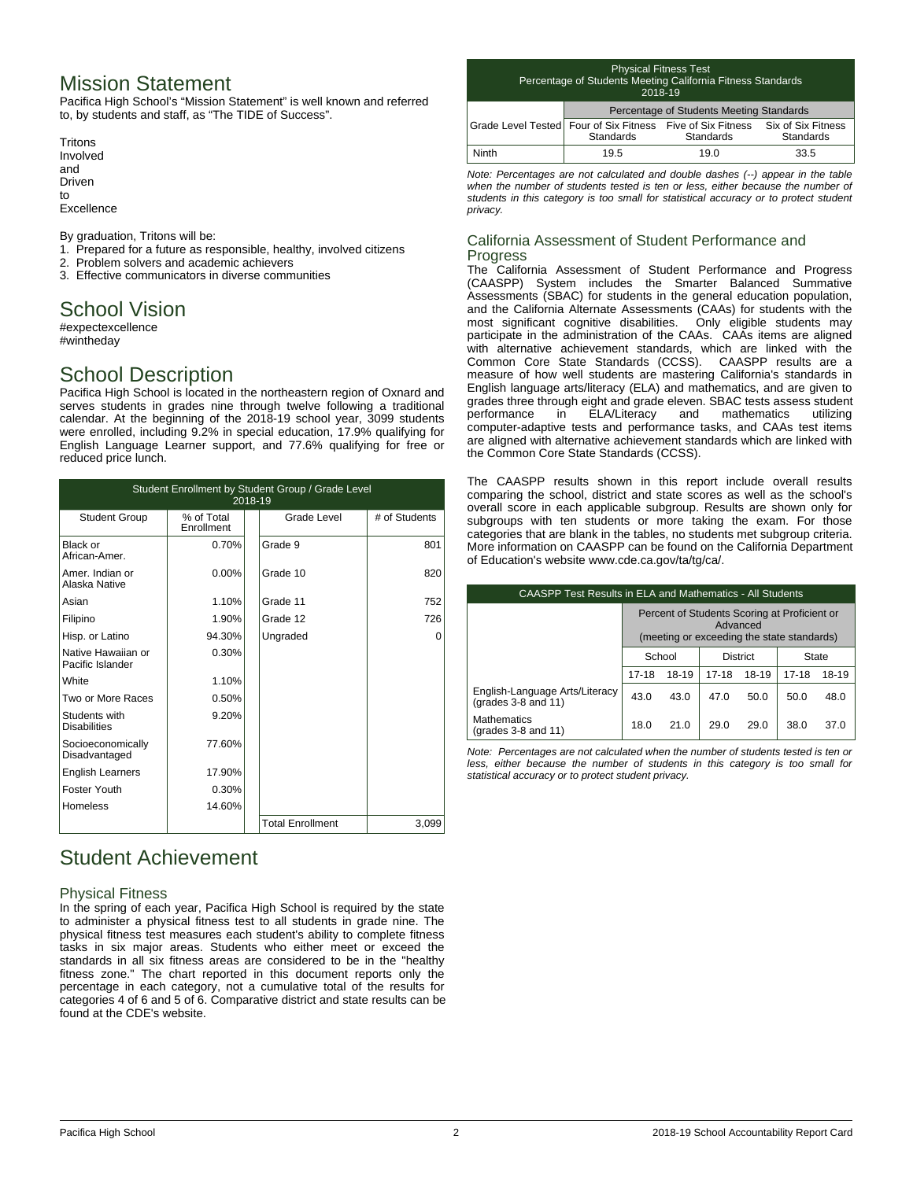# Mission Statement

Pacifica High School's "Mission Statement" is well known and referred to, by students and staff, as "The TIDE of Success".

Tritons
Involved
and
Driven
to
Excellence

By graduation, Tritons will be:

1. Prepared for a future as responsible, healthy, involved citizens
2. Problem solvers and academic achievers
3. Effective communicators in diverse communities

# School Vision

#expectexcellence
#wintheday

# School Description

Pacifica High School is located in the northeastern region of Oxnard and serves students in grades nine through twelve following a traditional calendar. At the beginning of the 2018-19 school year, 3099 students were enrolled, including 9.2% in special education, 17.9% qualifying for English Language Learner support, and 77.6% qualifying for free or reduced price lunch.

**Student Enrollment by Student Group / Grade Level 2018-19**

| Student Group | % of Total Enrollment | Grade Level | # of Students |
|---|---|---|---|
| Black or African-Amer. | 0.70% | Grade 9 | 801 |
| Amer. Indian or Alaska Native | 0.00% | Grade 10 | 820 |
| Asian | 1.10% | Grade 11 | 752 |
| Filipino | 1.90% | Grade 12 | 726 |
| Hisp. or Latino | 94.30% | Ungraded | 0 |
| Native Hawaiian or Pacific Islander | 0.30% | | |
| White | 1.10% | | |
| Two or More Races | 0.50% | | |
| Students with Disabilities | 9.20% | | |
| Socioeconomically Disadvantaged | 77.60% | | |
| English Learners | 17.90% | | |
| Foster Youth | 0.30% | | |
| Homeless | 14.60% | | |
| | | Total Enrollment | 3,099 |

# Student Achievement

## Physical Fitness

In the spring of each year, Pacifica High School is required by the state to administer a physical fitness test to all students in grade nine. The physical fitness test measures each student's ability to complete fitness tasks in six major areas. Students who either meet or exceed the standards in all six fitness areas are considered to be in the "healthy fitness zone." The chart reported in this document reports only the percentage in each category, not a cumulative total of the results for categories 4 of 6 and 5 of 6. Comparative district and state results can be found at the CDE's website.

**Physical Fitness Test Percentage of Students Meeting California Fitness Standards 2018-19**

| | Percentage of Students Meeting Standards | | |
|---|---|---|---|
| Grade Level Tested | Four of Six Fitness Standards | Five of Six Fitness Standards | Six of Six Fitness Standards |
| Ninth | 19.5 | 19.0 | 33.5 |

*Note: Percentages are not calculated and double dashes (--) appear in the table when the number of students tested is ten or less, either because the number of students in this category is too small for statistical accuracy or to protect student privacy.*

## California Assessment of Student Performance and Progress

The California Assessment of Student Performance and Progress (CAASPP) System includes the Smarter Balanced Summative Assessments (SBAC) for students in the general education population, and the California Alternate Assessments (CAAs) for students with the most significant cognitive disabilities. Only eligible students may participate in the administration of the CAAs. CAAs items are aligned with alternative achievement standards, which are linked with the Common Core State Standards (CCSS). CAASPP results are a measure of how well students are mastering California's standards in English language arts/literacy (ELA) and mathematics, and are given to grades three through eight and grade eleven. SBAC tests assess student performance in ELA/Literacy and mathematics utilizing computer-adaptive tests and performance tasks, and CAAs test items are aligned with alternative achievement standards which are linked with the Common Core State Standards (CCSS).

The CAASPP results shown in this report include overall results comparing the school, district and state scores as well as the school's overall score in each applicable subgroup. Results are shown only for subgroups with ten students or more taking the exam. For those categories that are blank in the tables, no students met subgroup criteria. More information on CAASPP can be found on the California Department of Education's website www.cde.ca.gov/ta/tg/ca/.

**CAASPP Test Results in ELA and Mathematics - All Students**

| | Percent of Students Scoring at Proficient or Advanced (meeting or exceeding the state standards) | | | | | |
|---|---|---|---|---|---|---|
| | School | | District | | State | |
| | 17-18 | 18-19 | 17-18 | 18-19 | 17-18 | 18-19 |
| English-Language Arts/Literacy (grades 3-8 and 11) | 43.0 | 43.0 | 47.0 | 50.0 | 50.0 | 48.0 |
| Mathematics (grades 3-8 and 11) | 18.0 | 21.0 | 29.0 | 29.0 | 38.0 | 37.0 |

*Note: Percentages are not calculated when the number of students tested is ten or less, either because the number of students in this category is too small for statistical accuracy or to protect student privacy.*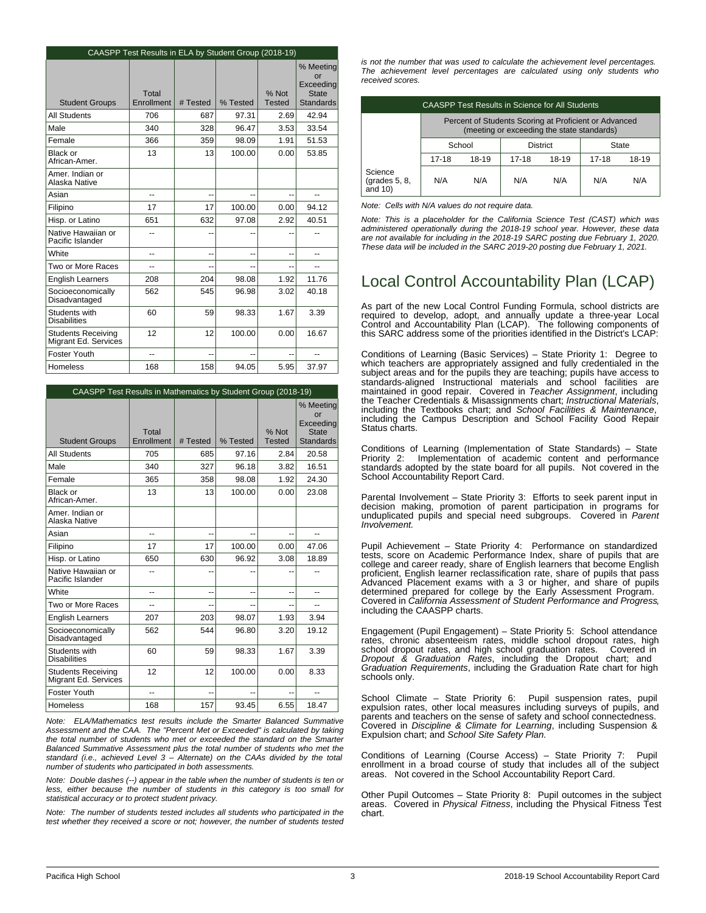| CAASPP Test Results in ELA by Student Group (2018-19) | | | | | |
|---|---|---|---|---|---|
| Student Groups | Total Enrollment | # Tested | % Tested | % Not Tested | % Meeting or Exceeding State Standards |
| All Students | 706 | 687 | 97.31 | 2.69 | 42.94 |
| Male | 340 | 328 | 96.47 | 3.53 | 33.54 |
| Female | 366 | 359 | 98.09 | 1.91 | 51.53 |
| Black or African-Amer. | 13 | 13 | 100.00 | 0.00 | 53.85 |
| Amer. Indian or Alaska Native | | | | | |
| Asian | -- | -- | -- | -- | -- |
| Filipino | 17 | 17 | 100.00 | 0.00 | 94.12 |
| Hisp. or Latino | 651 | 632 | 97.08 | 2.92 | 40.51 |
| Native Hawaiian or Pacific Islander | -- | -- | -- | -- | -- |
| White | -- | -- | -- | -- | -- |
| Two or More Races | -- | -- | -- | -- | -- |
| English Learners | 208 | 204 | 98.08 | 1.92 | 11.76 |
| Socioeconomically Disadvantaged | 562 | 545 | 96.98 | 3.02 | 40.18 |
| Students with Disabilities | 60 | 59 | 98.33 | 1.67 | 3.39 |
| Students Receiving Migrant Ed. Services | 12 | 12 | 100.00 | 0.00 | 16.67 |
| Foster Youth | -- | -- | -- | -- | -- |
| Homeless | 168 | 158 | 94.05 | 5.95 | 37.97 |

| CAASPP Test Results in Mathematics by Student Group (2018-19) | | | | | |
|---|---|---|---|---|---|
| Student Groups | Total Enrollment | # Tested | % Tested | % Not Tested | % Meeting or Exceeding State Standards |
| All Students | 705 | 685 | 97.16 | 2.84 | 20.58 |
| Male | 340 | 327 | 96.18 | 3.82 | 16.51 |
| Female | 365 | 358 | 98.08 | 1.92 | 24.30 |
| Black or African-Amer. | 13 | 13 | 100.00 | 0.00 | 23.08 |
| Amer. Indian or Alaska Native | | | | | |
| Asian | -- | -- | -- | -- | -- |
| Filipino | 17 | 17 | 100.00 | 0.00 | 47.06 |
| Hisp. or Latino | 650 | 630 | 96.92 | 3.08 | 18.89 |
| Native Hawaiian or Pacific Islander | -- | -- | -- | -- | -- |
| White | -- | -- | -- | -- | -- |
| Two or More Races | -- | -- | -- | -- | -- |
| English Learners | 207 | 203 | 98.07 | 1.93 | 3.94 |
| Socioeconomically Disadvantaged | 562 | 544 | 96.80 | 3.20 | 19.12 |
| Students with Disabilities | 60 | 59 | 98.33 | 1.67 | 3.39 |
| Students Receiving Migrant Ed. Services | 12 | 12 | 100.00 | 0.00 | 8.33 |
| Foster Youth | -- | -- | -- | -- | -- |
| Homeless | 168 | 157 | 93.45 | 6.55 | 18.47 |

*Note: ELA/Mathematics test results include the Smarter Balanced Summative Assessment and the CAA. The "Percent Met or Exceeded" is calculated by taking the total number of students who met or exceeded the standard on the Smarter Balanced Summative Assessment plus the total number of students who met the standard (i.e., achieved Level 3 – Alternate) on the CAAs divided by the total number of students who participated in both assessments.*

*Note: Double dashes (--) appear in the table when the number of students is ten or less, either because the number of students in this category is too small for statistical accuracy or to protect student privacy.*

*Note: The number of students tested includes all students who participated in the test whether they received a score or not; however, the number of students tested is not the number that was used to calculate the achievement level percentages. The achievement level percentages are calculated using only students who received scores.*

| CAASPP Test Results in Science for All Students | | | | | | |
|---|---|---|---|---|---|---|
| | Percent of Students Scoring at Proficient or Advanced (meeting or exceeding the state standards) | | | | | |
| | School | | District | | State | |
| | 17-18 | 18-19 | 17-18 | 18-19 | 17-18 | 18-19 |
| Science (grades 5, 8, and 10) | N/A | N/A | N/A | N/A | N/A | N/A |

*Note: Cells with N/A values do not require data.*

*Note: This is a placeholder for the California Science Test (CAST) which was administered operationally during the 2018-19 school year. However, these data are not available for including in the 2018-19 SARC posting due February 1, 2020. These data will be included in the SARC 2019-20 posting due February 1, 2021.*

# Local Control Accountability Plan (LCAP)

As part of the new Local Control Funding Formula, school districts are required to develop, adopt, and annually update a three-year Local Control and Accountability Plan (LCAP). The following components of this SARC address some of the priorities identified in the District's LCAP:

Conditions of Learning (Basic Services) – State Priority 1: Degree to which teachers are appropriately assigned and fully credentialed in the subject areas and for the pupils they are teaching; pupils have access to standards-aligned Instructional materials and school facilities are maintained in good repair. Covered in *Teacher Assignment*, including the Teacher Credentials & Misassignments chart; *Instructional Materials*, including the Textbooks chart; and *School Facilities & Maintenance*, including the Campus Description and School Facility Good Repair Status charts.

Conditions of Learning (Implementation of State Standards) – State Priority 2: Implementation of academic content and performance standards adopted by the state board for all pupils. Not covered in the School Accountability Report Card.

Parental Involvement – State Priority 3: Efforts to seek parent input in decision making, promotion of parent participation in programs for unduplicated pupils and special need subgroups. Covered in *Parent Involvement.*

Pupil Achievement – State Priority 4: Performance on standardized tests, score on Academic Performance Index, share of pupils that are college and career ready, share of English learners that become English proficient, English learner reclassification rate, share of pupils that pass Advanced Placement exams with a 3 or higher, and share of pupils determined prepared for college by the Early Assessment Program. Covered in *California Assessment of Student Performance and Progress*, including the CAASPP charts.

Engagement (Pupil Engagement) – State Priority 5: School attendance rates, chronic absenteeism rates, middle school dropout rates, high school dropout rates, and high school graduation rates. Covered in *Dropout & Graduation Rates*, including the Dropout chart; and *Graduation Requirements*, including the Graduation Rate chart for high schools only.

School Climate – State Priority 6: Pupil suspension rates, pupil expulsion rates, other local measures including surveys of pupils, and parents and teachers on the sense of safety and school connectedness. Covered in *Discipline & Climate for Learning*, including Suspension & Expulsion chart; and *School Site Safety Plan.*

Conditions of Learning (Course Access) – State Priority 7: Pupil enrollment in a broad course of study that includes all of the subject areas. Not covered in the School Accountability Report Card.

Other Pupil Outcomes – State Priority 8: Pupil outcomes in the subject areas. Covered in *Physical Fitness*, including the Physical Fitness Test chart.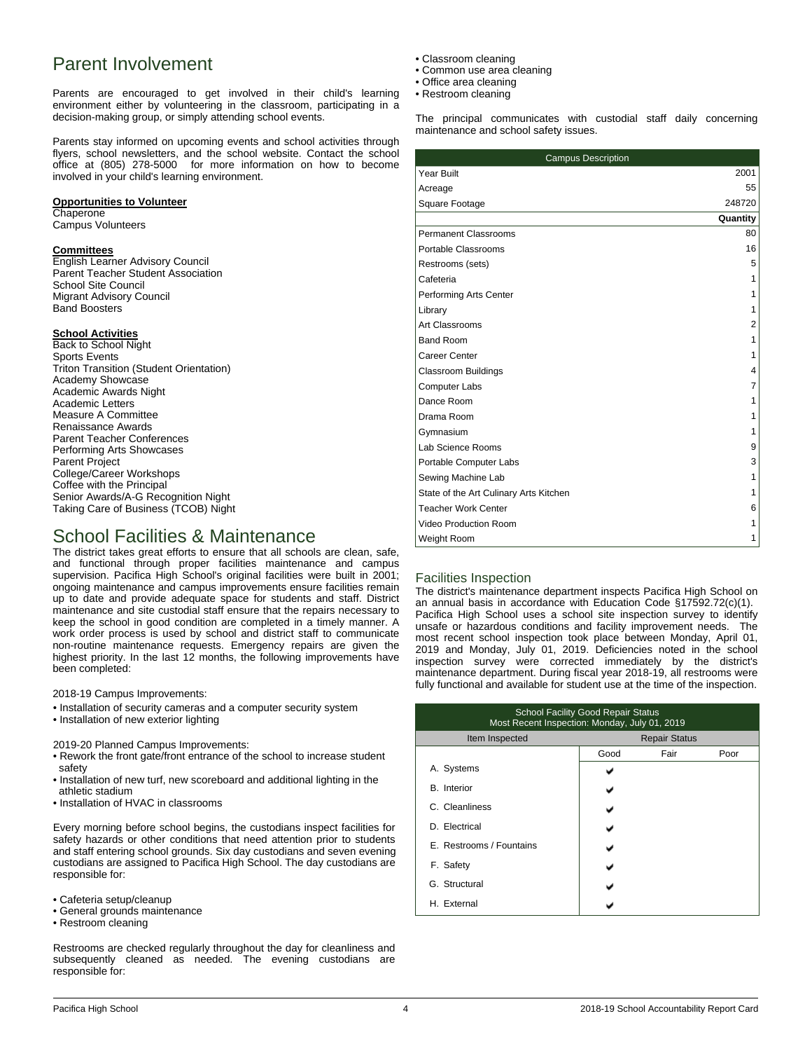# Parent Involvement

Parents are encouraged to get involved in their child's learning environment either by volunteering in the classroom, participating in a decision-making group, or simply attending school events.

Parents stay informed on upcoming events and school activities through flyers, school newsletters, and the school website. Contact the school office at (805) 278-5000 for more information on how to become involved in your child's learning environment.

**Opportunities to Volunteer**
Chaperone
Campus Volunteers

**Committees**
English Learner Advisory Council
Parent Teacher Student Association
School Site Council
Migrant Advisory Council
Band Boosters

**School Activities**
Back to School Night
Sports Events
Triton Transition (Student Orientation)
Academy Showcase
Academic Awards Night
Academic Letters
Measure A Committee
Renaissance Awards
Parent Teacher Conferences
Performing Arts Showcases
Parent Project
College/Career Workshops
Coffee with the Principal
Senior Awards/A-G Recognition Night
Taking Care of Business (TCOB) Night

# School Facilities & Maintenance

The district takes great efforts to ensure that all schools are clean, safe, and functional through proper facilities maintenance and campus supervision. Pacifica High School's original facilities were built in 2001; ongoing maintenance and campus improvements ensure facilities remain up to date and provide adequate space for students and staff. District maintenance and site custodial staff ensure that the repairs necessary to keep the school in good condition are completed in a timely manner. A work order process is used by school and district staff to communicate non-routine maintenance requests. Emergency repairs are given the highest priority. In the last 12 months, the following improvements have been completed:

2018-19 Campus Improvements:

- Installation of security cameras and a computer security system
- Installation of new exterior lighting

2019-20 Planned Campus Improvements:

- Rework the front gate/front entrance of the school to increase student safety
- Installation of new turf, new scoreboard and additional lighting in the athletic stadium
- Installation of HVAC in classrooms

Every morning before school begins, the custodians inspect facilities for safety hazards or other conditions that need attention prior to students and staff entering school grounds. Six day custodians and seven evening custodians are assigned to Pacifica High School. The day custodians are responsible for:

- Cafeteria setup/cleanup
- General grounds maintenance
- Restroom cleaning

Restrooms are checked regularly throughout the day for cleanliness and subsequently cleaned as needed. The evening custodians are responsible for:

- Classroom cleaning
- Common use area cleaning
- Office area cleaning
- Restroom cleaning

The principal communicates with custodial staff daily concerning maintenance and school safety issues.

| Campus Description | |
|---|---|
| Year Built | 2001 |
| Acreage | 55 |
| Square Footage | 248720 |
| | **Quantity** |
| Permanent Classrooms | 80 |
| Portable Classrooms | 16 |
| Restrooms (sets) | 5 |
| Cafeteria | 1 |
| Performing Arts Center | 1 |
| Library | 1 |
| Art Classrooms | 2 |
| Band Room | 1 |
| Career Center | 1 |
| Classroom Buildings | 4 |
| Computer Labs | 7 |
| Dance Room | 1 |
| Drama Room | 1 |
| Gymnasium | 1 |
| Lab Science Rooms | 9 |
| Portable Computer Labs | 3 |
| Sewing Machine Lab | 1 |
| State of the Art Culinary Arts Kitchen | 1 |
| Teacher Work Center | 6 |
| Video Production Room | 1 |
| Weight Room | 1 |

## Facilities Inspection

The district's maintenance department inspects Pacifica High School on an annual basis in accordance with Education Code §17592.72(c)(1). Pacifica High School uses a school site inspection survey to identify unsafe or hazardous conditions and facility improvement needs. The most recent school inspection took place between Monday, April 01, 2019 and Monday, July 01, 2019. Deficiencies noted in the school inspection survey were corrected immediately by the district's maintenance department. During fiscal year 2018-19, all restrooms were fully functional and available for student use at the time of the inspection.

| School Facility Good Repair Status<br>Most Recent Inspection: Monday, July 01, 2019 | | | |
|---|---|---|---|
| Item Inspected | Repair Status | | |
| | Good | Fair | Poor |
| A. Systems | ✔ | | |
| B. Interior | ✔ | | |
| C. Cleanliness | ✔ | | |
| D. Electrical | ✔ | | |
| E. Restrooms / Fountains | ✔ | | |
| F. Safety | ✔ | | |
| G. Structural | ✔ | | |
| H. External | ✔ | | |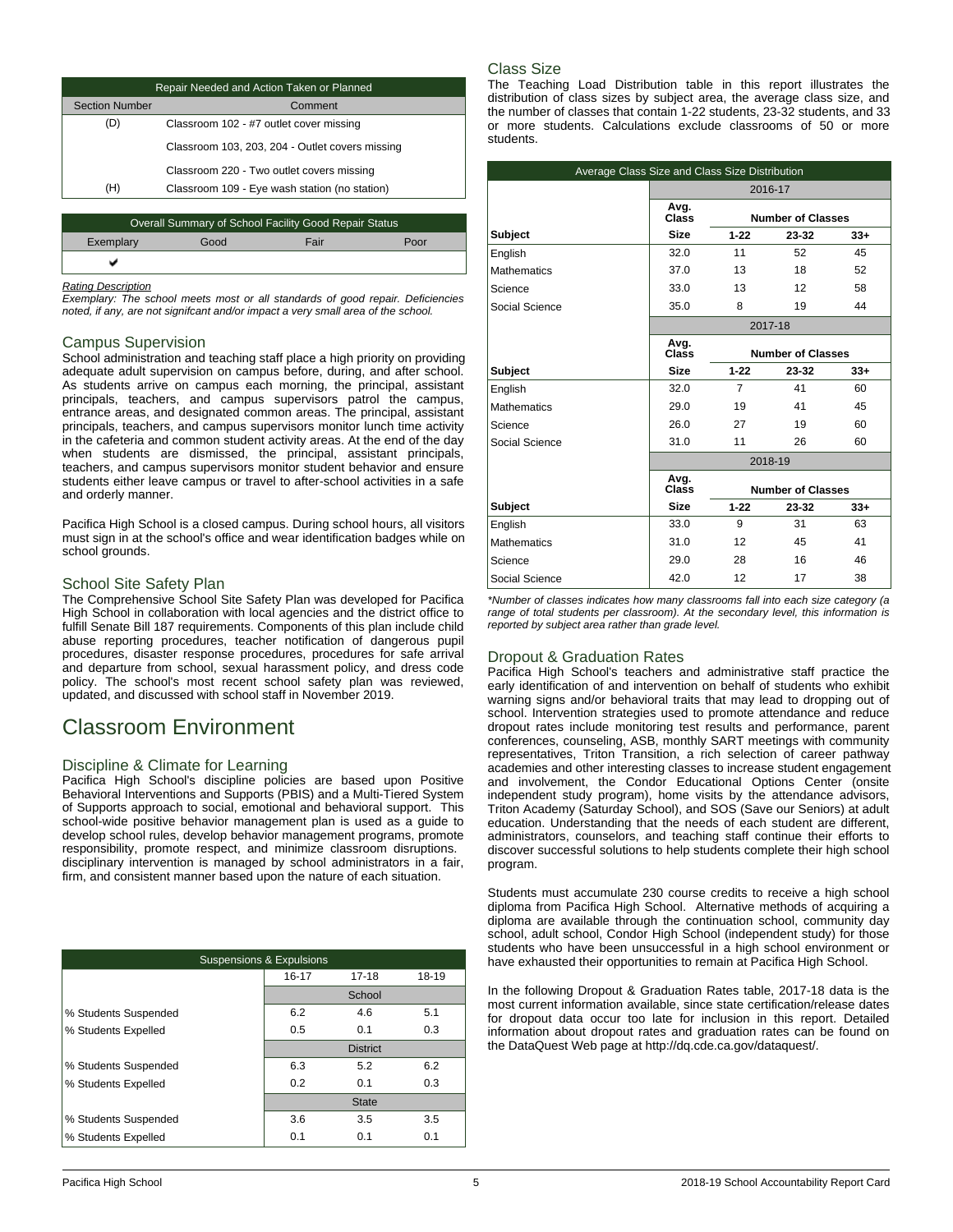| Repair Needed and Action Taken or Planned | |
|---|---|
| **Section Number** | **Comment** |
| (D) | Classroom 102 - #7 outlet cover missing |
| | Classroom 103, 203, 204 - Outlet covers missing |
| | Classroom 220 - Two outlet covers missing |
| (H) | Classroom 109 - Eye wash station (no station) |

| Overall Summary of School Facility Good Repair Status | | | |
|---|---|---|---|
| Exemplary | Good | Fair | Poor |
| ✔ | | | |

*Rating Description*

*Exemplary: The school meets most or all standards of good repair. Deficiencies noted, if any, are not signifcant and/or impact a very small area of the school.*

## Campus Supervision

School administration and teaching staff place a high priority on providing adequate adult supervision on campus before, during, and after school. As students arrive on campus each morning, the principal, assistant principals, teachers, and campus supervisors patrol the campus, entrance areas, and designated common areas. The principal, assistant principals, teachers, and campus supervisors monitor lunch time activity in the cafeteria and common student activity areas. At the end of the day when students are dismissed, the principal, assistant principals, teachers, and campus supervisors monitor student behavior and ensure students either leave campus or travel to after-school activities in a safe and orderly manner.

Pacifica High School is a closed campus. During school hours, all visitors must sign in at the school's office and wear identification badges while on school grounds.

## School Site Safety Plan

The Comprehensive School Site Safety Plan was developed for Pacifica High School in collaboration with local agencies and the district office to fulfill Senate Bill 187 requirements. Components of this plan include child abuse reporting procedures, teacher notification of dangerous pupil procedures, disaster response procedures, procedures for safe arrival and departure from school, sexual harassment policy, and dress code policy. The school's most recent school safety plan was reviewed, updated, and discussed with school staff in November 2019.

# Classroom Environment

## Discipline & Climate for Learning

Pacifica High School's discipline policies are based upon Positive Behavioral Interventions and Supports (PBIS) and a Multi-Tiered System of Supports approach to social, emotional and behavioral support. This school-wide positive behavior management plan is used as a guide to develop school rules, develop behavior management programs, promote responsibility, promote respect, and minimize classroom disruptions. disciplinary intervention is managed by school administrators in a fair, firm, and consistent manner based upon the nature of each situation.

| Suspensions & Expulsions | | | |
|---|---|---|---|
| | 16-17 | 17-18 | 18-19 |
| | School | | |
| % Students Suspended | 6.2 | 4.6 | 5.1 |
| % Students Expelled | 0.5 | 0.1 | 0.3 |
| | District | | |
| % Students Suspended | 6.3 | 5.2 | 6.2 |
| % Students Expelled | 0.2 | 0.1 | 0.3 |
| | State | | |
| % Students Suspended | 3.6 | 3.5 | 3.5 |
| % Students Expelled | 0.1 | 0.1 | 0.1 |

## Class Size

The Teaching Load Distribution table in this report illustrates the distribution of class sizes by subject area, the average class size, and the number of classes that contain 1-22 students, 23-32 students, and 33 or more students. Calculations exclude classrooms of 50 or more students.

| Average Class Size and Class Size Distribution | | | | |
|---|---|---|---|---|
| | 2016-17 | | | |
| | Avg. Class | Number of Classes | | |
| **Subject** | **Size** | **1-22** | **23-32** | **33+** |
| English | 32.0 | 11 | 52 | 45 |
| Mathematics | 37.0 | 13 | 18 | 52 |
| Science | 33.0 | 13 | 12 | 58 |
| Social Science | 35.0 | 8 | 19 | 44 |
| | 2017-18 | | | |
| | Avg. Class | Number of Classes | | |
| **Subject** | **Size** | **1-22** | **23-32** | **33+** |
| English | 32.0 | 7 | 41 | 60 |
| Mathematics | 29.0 | 19 | 41 | 45 |
| Science | 26.0 | 27 | 19 | 60 |
| Social Science | 31.0 | 11 | 26 | 60 |
| | 2018-19 | | | |
| | Avg. Class | Number of Classes | | |
| **Subject** | **Size** | **1-22** | **23-32** | **33+** |
| English | 33.0 | 9 | 31 | 63 |
| Mathematics | 31.0 | 12 | 45 | 41 |
| Science | 29.0 | 28 | 16 | 46 |
| Social Science | 42.0 | 12 | 17 | 38 |

*\*Number of classes indicates how many classrooms fall into each size category (a range of total students per classroom). At the secondary level, this information is reported by subject area rather than grade level.*

## Dropout & Graduation Rates

Pacifica High School's teachers and administrative staff practice the early identification of and intervention on behalf of students who exhibit warning signs and/or behavioral traits that may lead to dropping out of school. Intervention strategies used to promote attendance and reduce dropout rates include monitoring test results and performance, parent conferences, counseling, ASB, monthly SART meetings with community representatives, Triton Transition, a rich selection of career pathway academies and other interesting classes to increase student engagement and involvement, the Condor Educational Options Center (onsite independent study program), home visits by the attendance advisors, Triton Academy (Saturday School), and SOS (Save our Seniors) at adult education. Understanding that the needs of each student are different, administrators, counselors, and teaching staff continue their efforts to discover successful solutions to help students complete their high school program.

Students must accumulate 230 course credits to receive a high school diploma from Pacifica High School. Alternative methods of acquiring a diploma are available through the continuation school, community day school, adult school, Condor High School (independent study) for those students who have been unsuccessful in a high school environment or have exhausted their opportunities to remain at Pacifica High School.

In the following Dropout & Graduation Rates table, 2017-18 data is the most current information available, since state certification/release dates for dropout data occur too late for inclusion in this report. Detailed information about dropout rates and graduation rates can be found on the DataQuest Web page at http://dq.cde.ca.gov/dataquest/.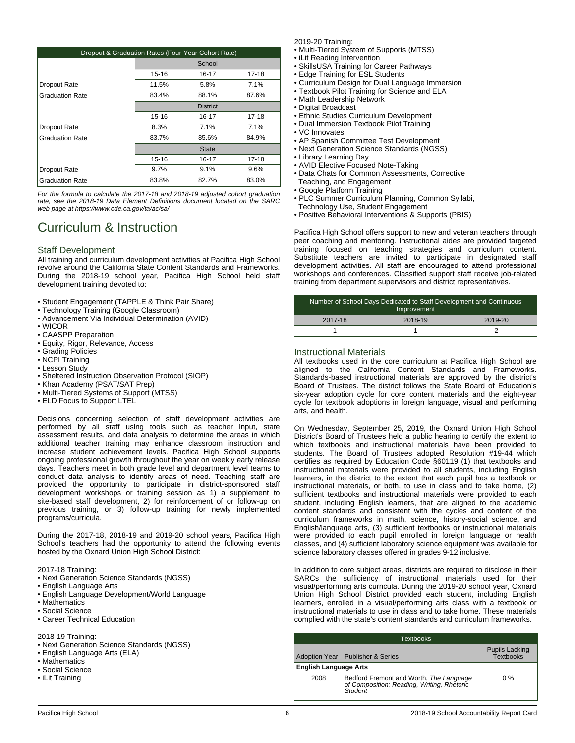| Dropout & Graduation Rates (Four-Year Cohort Rate) | | | |
|---|---|---|---|
| | School | | |
| | 15-16 | 16-17 | 17-18 |
| Dropout Rate | 11.5% | 5.8% | 7.1% |
| Graduation Rate | 83.4% | 88.1% | 87.6% |
| | District | | |
| | 15-16 | 16-17 | 17-18 |
| Dropout Rate | 8.3% | 7.1% | 7.1% |
| Graduation Rate | 83.7% | 85.6% | 84.9% |
| | State | | |
| | 15-16 | 16-17 | 17-18 |
| Dropout Rate | 9.7% | 9.1% | 9.6% |
| Graduation Rate | 83.8% | 82.7% | 83.0% |

*For the formula to calculate the 2017-18 and 2018-19 adjusted cohort graduation rate, see the 2018-19 Data Element Definitions document located on the SARC web page at https://www.cde.ca.gov/ta/ac/sa/*

# Curriculum & Instruction

## Staff Development

All training and curriculum development activities at Pacifica High School revolve around the California State Content Standards and Frameworks. During the 2018-19 school year, Pacifica High School held staff development training devoted to:

- Student Engagement (TAPPLE & Think Pair Share)
- Technology Training (Google Classroom)
- Advancement Via Individual Determination (AVID)
- WICOR
- CAASPP Preparation
- Equity, Rigor, Relevance, Access
- Grading Policies
- NCPI Training
- Lesson Study
- Sheltered Instruction Observation Protocol (SIOP)
- Khan Academy (PSAT/SAT Prep)
- Multi-Tiered Systems of Support (MTSS)
- ELD Focus to Support LTEL

Decisions concerning selection of staff development activities are performed by all staff using tools such as teacher input, state assessment results, and data analysis to determine the areas in which additional teacher training may enhance classroom instruction and increase student achievement levels. Pacifica High School supports ongoing professional growth throughout the year on weekly early release days. Teachers meet in both grade level and department level teams to conduct data analysis to identify areas of need. Teaching staff are provided the opportunity to participate in district-sponsored staff development workshops or training session as 1) a supplement to site-based staff development, 2) for reinforcement of or follow-up on previous training, or 3) follow-up training for newly implemented programs/curricula.

During the 2017-18, 2018-19 and 2019-20 school years, Pacifica High School's teachers had the opportunity to attend the following events hosted by the Oxnard Union High School District:

2017-18 Training:
- Next Generation Science Standards (NGSS)
- English Language Arts
- English Language Development/World Language
- Mathematics
- Social Science
- Career Technical Education

2018-19 Training:
- Next Generation Science Standards (NGSS)
- English Language Arts (ELA)
- Mathematics
- Social Science
- iLit Training

2019-20 Training:
- Multi-Tiered System of Supports (MTSS)
- iLit Reading Intervention
- SkillsUSA Training for Career Pathways
- Edge Training for ESL Students
- Curriculum Design for Dual Language Immersion
- Textbook Pilot Training for Science and ELA
- Math Leadership Network
- Digital Broadcast
- Ethnic Studies Curriculum Development
- Dual Immersion Textbook Pilot Training
- VC Innovates
- AP Spanish Committee Test Development
- Next Generation Science Standards (NGSS)
- Library Learning Day
- AVID Elective Focused Note-Taking
- Data Chats for Common Assessments, Corrective Teaching, and Engagement
- Google Platform Training
- PLC Summer Curriculum Planning, Common Syllabi, Technology Use, Student Engagement
- Positive Behavioral Interventions & Supports (PBIS)

Pacifica High School offers support to new and veteran teachers through peer coaching and mentoring. Instructional aides are provided targeted training focused on teaching strategies and curriculum content. Substitute teachers are invited to participate in designated staff development activities. All staff are encouraged to attend professional workshops and conferences. Classified support staff receive job-related training from department supervisors and district representatives.

| Number of School Days Dedicated to Staff Development and Continuous Improvement | | |
|---|---|---|
| 2017-18 | 2018-19 | 2019-20 |
| 1 | 1 | 2 |

## Instructional Materials

All textbooks used in the core curriculum at Pacifica High School are aligned to the California Content Standards and Frameworks. Standards-based instructional materials are approved by the district's Board of Trustees. The district follows the State Board of Education's six-year adoption cycle for core content materials and the eight-year cycle for textbook adoptions in foreign language, visual and performing arts, and health.

On Wednesday, September 25, 2019, the Oxnard Union High School District's Board of Trustees held a public hearing to certify the extent to which textbooks and instructional materials have been provided to students. The Board of Trustees adopted Resolution #19-44 which certifies as required by Education Code §60119 (1) that textbooks and instructional materials were provided to all students, including English learners, in the district to the extent that each pupil has a textbook or instructional materials, or both, to use in class and to take home, (2) sufficient textbooks and instructional materials were provided to each student, including English learners, that are aligned to the academic content standards and consistent with the cycles and content of the curriculum frameworks in math, science, history-social science, and English/language arts, (3) sufficient textbooks or instructional materials were provided to each pupil enrolled in foreign language or health classes, and (4) sufficient laboratory science equipment was available for science laboratory classes offered in grades 9-12 inclusive.

In addition to core subject areas, districts are required to disclose in their SARCs the sufficiency of instructional materials used for their visual/performing arts curricula. During the 2019-20 school year, Oxnard Union High School District provided each student, including English learners, enrolled in a visual/performing arts class with a textbook or instructional materials to use in class and to take home. These materials complied with the state's content standards and curriculum frameworks.

| Textbooks | | |
|---|---|---|
| Adoption Year | Publisher & Series | Pupils Lacking Textbooks |
| **English Language Arts** | | |
| 2008 | Bedford Fremont and Worth, *The Language of Composition: Reading, Writing, Rhetoric Student* | 0 % |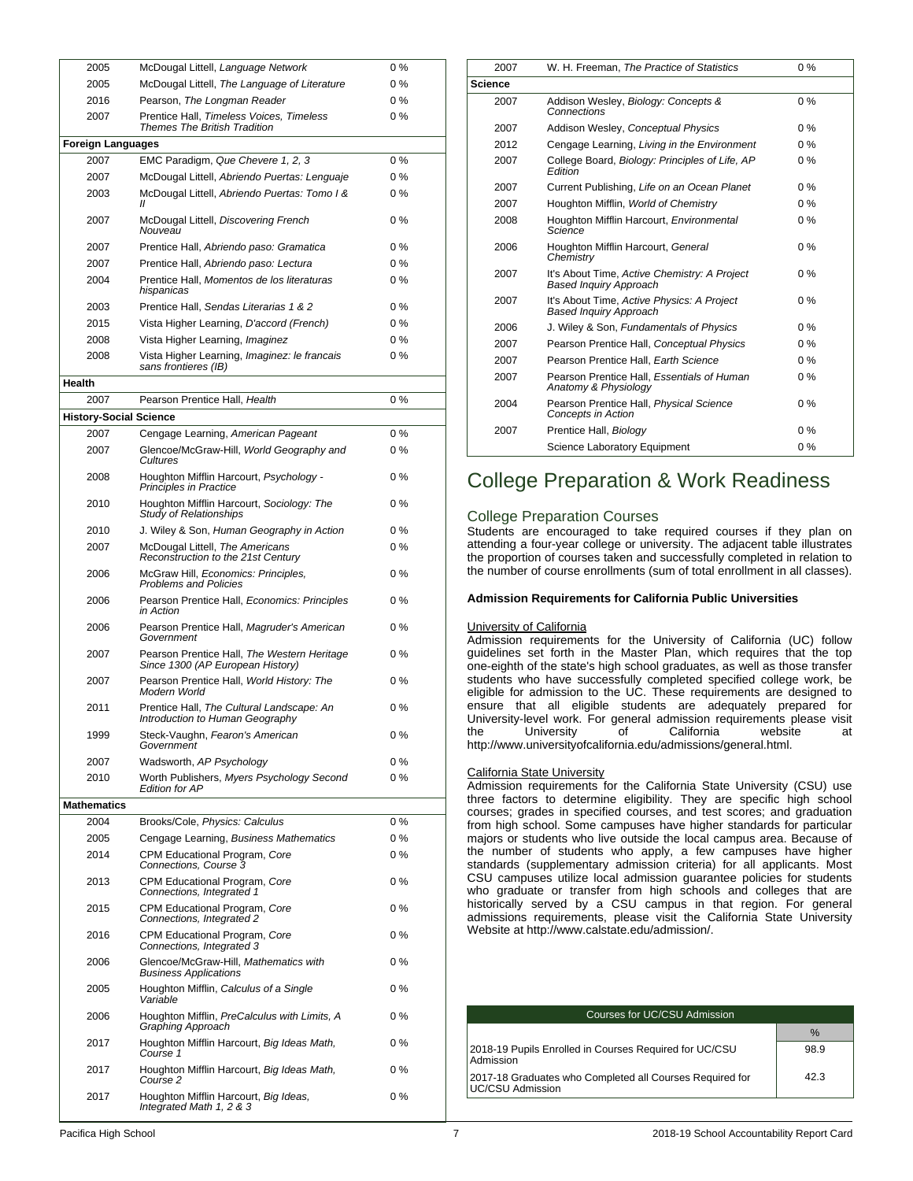| | | |
|---|---|---|
| 2005 | McDougal Littell, *Language Network* | 0 % |
| 2005 | McDougal Littell, *The Language of Literature* | 0 % |
| 2016 | Pearson, *The Longman Reader* | 0 % |
| 2007 | Prentice Hall, *Timeless Voices, Timeless Themes The British Tradition* | 0 % |
| **Foreign Languages** | | |
| 2007 | EMC Paradigm, *Que Chevere 1, 2, 3* | 0 % |
| 2007 | McDougal Littell, *Abriendo Puertas: Lenguaje* | 0 % |
| 2003 | McDougal Littell, *Abriendo Puertas: Tomo I & II* | 0 % |
| 2007 | McDougal Littell, *Discovering French Nouveau* | 0 % |
| 2007 | Prentice Hall, *Abriendo paso: Gramatica* | 0 % |
| 2007 | Prentice Hall, *Abriendo paso: Lectura* | 0 % |
| 2004 | Prentice Hall, *Momentos de los literaturas hispanicas* | 0 % |
| 2003 | Prentice Hall, *Sendas Literarias 1 & 2* | 0 % |
| 2015 | Vista Higher Learning, *D'accord (French)* | 0 % |
| 2008 | Vista Higher Learning, *Imaginez* | 0 % |
| 2008 | Vista Higher Learning, *Imaginez: le francais sans frontieres (IB)* | 0 % |
| **Health** | | |
| 2007 | Pearson Prentice Hall, *Health* | 0 % |
| **History-Social Science** | | |
| 2007 | Cengage Learning, *American Pageant* | 0 % |
| 2007 | Glencoe/McGraw-Hill, *World Geography and Cultures* | 0 % |
| 2008 | Houghton Mifflin Harcourt, *Psychology - Principles in Practice* | 0 % |
| 2010 | Houghton Mifflin Harcourt, *Sociology: The Study of Relationships* | 0 % |
| 2010 | J. Wiley & Son, *Human Geography in Action* | 0 % |
| 2007 | McDougal Littell, *The Americans Reconstruction to the 21st Century* | 0 % |
| 2006 | McGraw Hill, *Economics: Principles, Problems and Policies* | 0 % |
| 2006 | Pearson Prentice Hall, *Economics: Principles in Action* | 0 % |
| 2006 | Pearson Prentice Hall, *Magruder's American Government* | 0 % |
| 2007 | Pearson Prentice Hall, *The Western Heritage Since 1300 (AP European History)* | 0 % |
| 2007 | Pearson Prentice Hall, *World History: The Modern World* | 0 % |
| 2011 | Prentice Hall, *The Cultural Landscape: An Introduction to Human Geography* | 0 % |
| 1999 | Steck-Vaughn, *Fearon's American Government* | 0 % |
| 2007 | Wadsworth, *AP Psychology* | 0 % |
| 2010 | Worth Publishers, *Myers Psychology Second Edition for AP* | 0 % |
| **Mathematics** | | |
| 2004 | Brooks/Cole, *Physics: Calculus* | 0 % |
| 2005 | Cengage Learning, *Business Mathematics* | 0 % |
| 2014 | CPM Educational Program, *Core Connections, Course 3* | 0 % |
| 2013 | CPM Educational Program, *Core Connections, Integrated 1* | 0 % |
| 2015 | CPM Educational Program, *Core Connections, Integrated 2* | 0 % |
| 2016 | CPM Educational Program, *Core Connections, Integrated 3* | 0 % |
| 2006 | Glencoe/McGraw-Hill, *Mathematics with Business Applications* | 0 % |
| 2005 | Houghton Mifflin, *Calculus of a Single Variable* | 0 % |
| 2006 | Houghton Mifflin, *PreCalculus with Limits, A Graphing Approach* | 0 % |
| 2017 | Houghton Mifflin Harcourt, *Big Ideas Math, Course 1* | 0 % |
| 2017 | Houghton Mifflin Harcourt, *Big Ideas Math, Course 2* | 0 % |
| 2017 | Houghton Mifflin Harcourt, *Big Ideas, Integrated Math 1, 2 & 3* | 0 % |
| 2007 | W. H. Freeman, *The Practice of Statistics* | 0 % |
| **Science** | | |
| 2007 | Addison Wesley, *Biology: Concepts & Connections* | 0 % |
| 2007 | Addison Wesley, *Conceptual Physics* | 0 % |
| 2012 | Cengage Learning, *Living in the Environment* | 0 % |
| 2007 | College Board, *Biology: Principles of Life, AP Edition* | 0 % |
| 2007 | Current Publishing, *Life on an Ocean Planet* | 0 % |
| 2007 | Houghton Mifflin, *World of Chemistry* | 0 % |
| 2008 | Houghton Mifflin Harcourt, *Environmental Science* | 0 % |
| 2006 | Houghton Mifflin Harcourt, *General Chemistry* | 0 % |
| 2007 | It's About Time, *Active Chemistry: A Project Based Inquiry Approach* | 0 % |
| 2007 | It's About Time, *Active Physics: A Project Based Inquiry Approach* | 0 % |
| 2006 | J. Wiley & Son, *Fundamentals of Physics* | 0 % |
| 2007 | Pearson Prentice Hall, *Conceptual Physics* | 0 % |
| 2007 | Pearson Prentice Hall, *Earth Science* | 0 % |
| 2007 | Pearson Prentice Hall, *Essentials of Human Anatomy & Physiology* | 0 % |
| 2004 | Pearson Prentice Hall, *Physical Science Concepts in Action* | 0 % |
| 2007 | Prentice Hall, *Biology* | 0 % |
| | Science Laboratory Equipment | 0 % |

# College Preparation & Work Readiness

## College Preparation Courses

Students are encouraged to take required courses if they plan on attending a four-year college or university. The adjacent table illustrates the proportion of courses taken and successfully completed in relation to the number of course enrollments (sum of total enrollment in all classes).

**Admission Requirements for California Public Universities**

University of California

Admission requirements for the University of California (UC) follow guidelines set forth in the Master Plan, which requires that the top one-eighth of the state's high school graduates, as well as those transfer students who have successfully completed specified college work, be eligible for admission to the UC. These requirements are designed to ensure that all eligible students are adequately prepared for University-level work. For general admission requirements please visit the University of California website at http://www.universityofcalifornia.edu/admissions/general.html.

California State University

Admission requirements for the California State University (CSU) use three factors to determine eligibility. They are specific high school courses; grades in specified courses, and test scores; and graduation from high school. Some campuses have higher standards for particular majors or students who live outside the local campus area. Because of the number of students who apply, a few campuses have higher standards (supplementary admission criteria) for all applicants. Most CSU campuses utilize local admission guarantee policies for students who graduate or transfer from high schools and colleges that are historically served by a CSU campus in that region. For general admissions requirements, please visit the California State University Website at http://www.calstate.edu/admission/.

| Courses for UC/CSU Admission | |
|---|---|
| | % |
| 2018-19 Pupils Enrolled in Courses Required for UC/CSU Admission | 98.9 |
| 2017-18 Graduates who Completed all Courses Required for UC/CSU Admission | 42.3 |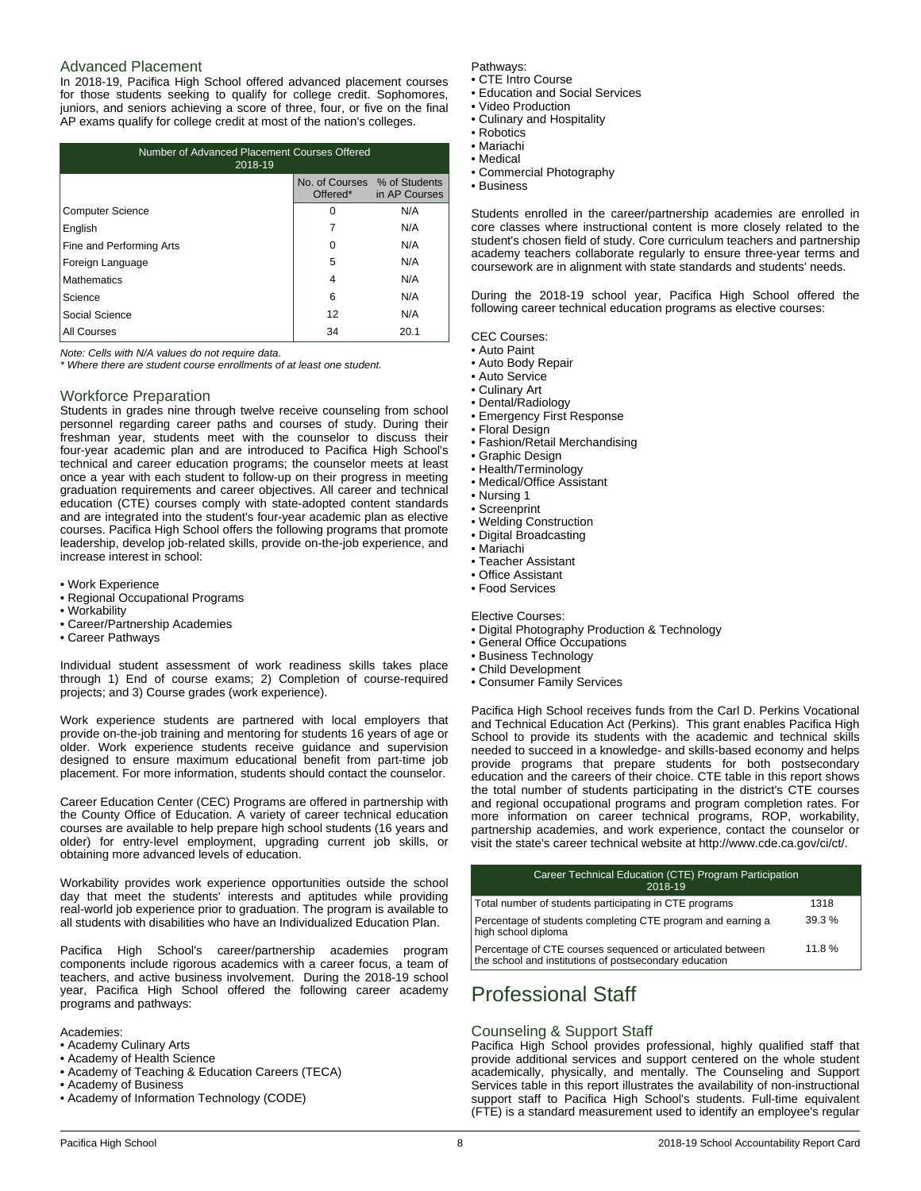## Advanced Placement

In 2018-19, Pacifica High School offered advanced placement courses for those students seeking to qualify for college credit. Sophomores, juniors, and seniors achieving a score of three, four, or five on the final AP exams qualify for college credit at most of the nation's colleges.

| Number of Advanced Placement Courses Offered 2018-19 | | |
|---|---|---|
| | No. of Courses Offered* | % of Students in AP Courses |
| Computer Science | 0 | N/A |
| English | 7 | N/A |
| Fine and Performing Arts | 0 | N/A |
| Foreign Language | 5 | N/A |
| Mathematics | 4 | N/A |
| Science | 6 | N/A |
| Social Science | 12 | N/A |
| All Courses | 34 | 20.1 |

*Note: Cells with N/A values do not require data.*

*\* Where there are student course enrollments of at least one student.*

## Workforce Preparation

Students in grades nine through twelve receive counseling from school personnel regarding career paths and courses of study. During their freshman year, students meet with the counselor to discuss their four-year academic plan and are introduced to Pacifica High School's technical and career education programs; the counselor meets at least once a year with each student to follow-up on their progress in meeting graduation requirements and career objectives. All career and technical education (CTE) courses comply with state-adopted content standards and are integrated into the student's four-year academic plan as elective courses. Pacifica High School offers the following programs that promote leadership, develop job-related skills, provide on-the-job experience, and increase interest in school:

- Work Experience
- Regional Occupational Programs
- Workability
- Career/Partnership Academies
- Career Pathways

Individual student assessment of work readiness skills takes place through 1) End of course exams; 2) Completion of course-required projects; and 3) Course grades (work experience).

Work experience students are partnered with local employers that provide on-the-job training and mentoring for students 16 years of age or older. Work experience students receive guidance and supervision designed to ensure maximum educational benefit from part-time job placement. For more information, students should contact the counselor.

Career Education Center (CEC) Programs are offered in partnership with the County Office of Education. A variety of career technical education courses are available to help prepare high school students (16 years and older) for entry-level employment, upgrading current job skills, or obtaining more advanced levels of education.

Workability provides work experience opportunities outside the school day that meet the students' interests and aptitudes while providing real-world job experience prior to graduation. The program is available to all students with disabilities who have an Individualized Education Plan.

Pacifica High School's career/partnership academies program components include rigorous academics with a career focus, a team of teachers, and active business involvement. During the 2018-19 school year, Pacifica High School offered the following career academy programs and pathways:

Academies:
- Academy Culinary Arts
- Academy of Health Science
- Academy of Teaching & Education Careers (TECA)
- Academy of Business
- Academy of Information Technology (CODE)

Pathways:
- CTE Intro Course
- Education and Social Services
- Video Production
- Culinary and Hospitality
- Robotics
- Mariachi
- Medical
- Commercial Photography
- Business

Students enrolled in the career/partnership academies are enrolled in core classes where instructional content is more closely related to the student's chosen field of study. Core curriculum teachers and partnership academy teachers collaborate regularly to ensure three-year terms and coursework are in alignment with state standards and students' needs.

During the 2018-19 school year, Pacifica High School offered the following career technical education programs as elective courses:

CEC Courses:
- Auto Paint
- Auto Body Repair
- Auto Service
- Culinary Art
- Dental/Radiology
- Emergency First Response
- Floral Design
- Fashion/Retail Merchandising
- Graphic Design
- Health/Terminology
- Medical/Office Assistant
- Nursing 1
- Screenprint
- Welding Construction
- Digital Broadcasting
- Mariachi
- Teacher Assistant
- Office Assistant
- Food Services

Elective Courses:
- Digital Photography Production & Technology
- General Office Occupations
- Business Technology
- Child Development
- Consumer Family Services

Pacifica High School receives funds from the Carl D. Perkins Vocational and Technical Education Act (Perkins). This grant enables Pacifica High School to provide its students with the academic and technical skills needed to succeed in a knowledge- and skills-based economy and helps provide programs that prepare students for both postsecondary education and the careers of their choice. CTE table in this report shows the total number of students participating in the district's CTE courses and regional occupational programs and program completion rates. For more information on career technical programs, ROP, workability, partnership academies, and work experience, contact the counselor or visit the state's career technical website at http://www.cde.ca.gov/ci/ct/.

| Career Technical Education (CTE) Program Participation 2018-19 | |
|---|---|
| Total number of students participating in CTE programs | 1318 |
| Percentage of students completing CTE program and earning a high school diploma | 39.3 % |
| Percentage of CTE courses sequenced or articulated between the school and institutions of postsecondary education | 11.8 % |

# Professional Staff

## Counseling & Support Staff

Pacifica High School provides professional, highly qualified staff that provide additional services and support centered on the whole student academically, physically, and mentally. The Counseling and Support Services table in this report illustrates the availability of non-instructional support staff to Pacifica High School's students. Full-time equivalent (FTE) is a standard measurement used to identify an employee's regular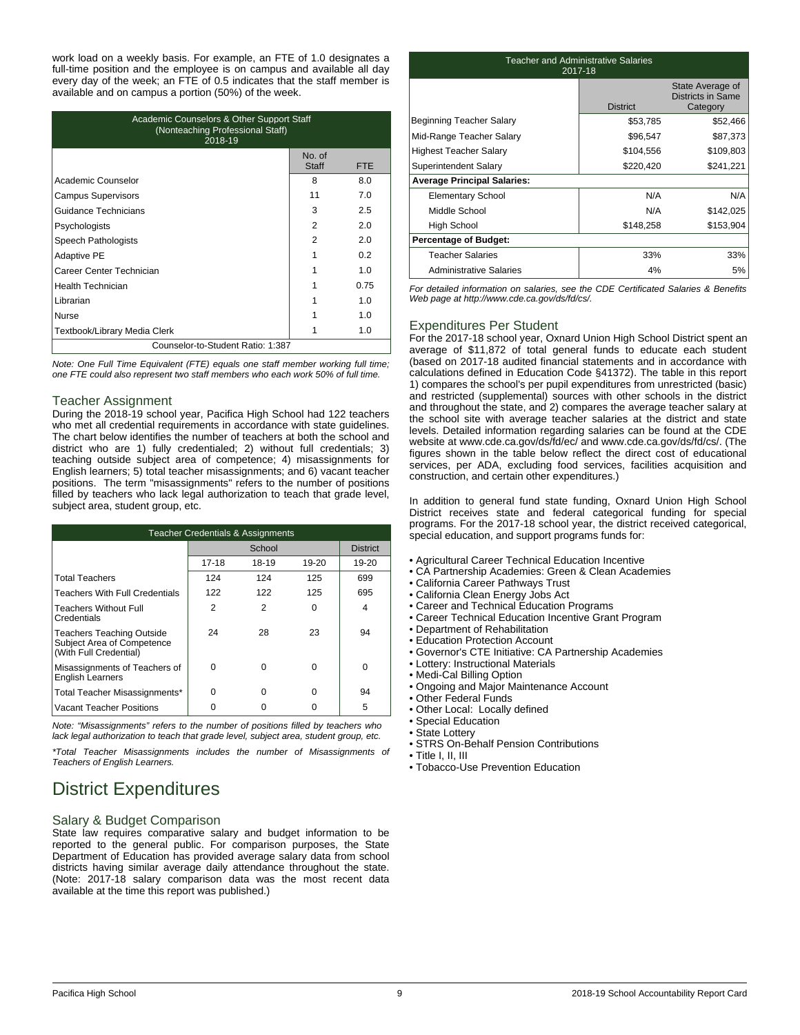work load on a weekly basis. For example, an FTE of 1.0 designates a full-time position and the employee is on campus and available all day every day of the week; an FTE of 0.5 indicates that the staff member is available and on campus a portion (50%) of the week.

| Academic Counselors & Other Support Staff (Nonteaching Professional Staff) 2018-19 | | |
|---|---|---|
| | No. of Staff | FTE |
| Academic Counselor | 8 | 8.0 |
| Campus Supervisors | 11 | 7.0 |
| Guidance Technicians | 3 | 2.5 |
| Psychologists | 2 | 2.0 |
| Speech Pathologists | 2 | 2.0 |
| Adaptive PE | 1 | 0.2 |
| Career Center Technician | 1 | 1.0 |
| Health Technician | 1 | 0.75 |
| Librarian | 1 | 1.0 |
| Nurse | 1 | 1.0 |
| Textbook/Library Media Clerk | 1 | 1.0 |
| Counselor-to-Student Ratio: 1:387 | | |

*Note: One Full Time Equivalent (FTE) equals one staff member working full time; one FTE could also represent two staff members who each work 50% of full time.*

## Teacher Assignment

During the 2018-19 school year, Pacifica High School had 122 teachers who met all credential requirements in accordance with state guidelines. The chart below identifies the number of teachers at both the school and district who are 1) fully credentialed; 2) without full credentials; 3) teaching outside subject area of competence; 4) misassignments for English learners; 5) total teacher misassignments; and 6) vacant teacher positions. The term "misassignments" refers to the number of positions filled by teachers who lack legal authorization to teach that grade level, subject area, student group, etc.

| Teacher Credentials & Assignments | | | | |
|---|---|---|---|---|
| | School | | | District |
| | 17-18 | 18-19 | 19-20 | 19-20 |
| Total Teachers | 124 | 124 | 125 | 699 |
| Teachers With Full Credentials | 122 | 122 | 125 | 695 |
| Teachers Without Full Credentials | 2 | 2 | 0 | 4 |
| Teachers Teaching Outside Subject Area of Competence (With Full Credential) | 24 | 28 | 23 | 94 |
| Misassignments of Teachers of English Learners | 0 | 0 | 0 | 0 |
| Total Teacher Misassignments* | 0 | 0 | 0 | 94 |
| Vacant Teacher Positions | 0 | 0 | 0 | 5 |

*Note: "Misassignments" refers to the number of positions filled by teachers who lack legal authorization to teach that grade level, subject area, student group, etc.*

*\*Total Teacher Misassignments includes the number of Misassignments of Teachers of English Learners.*

# District Expenditures

## Salary & Budget Comparison

State law requires comparative salary and budget information to be reported to the general public. For comparison purposes, the State Department of Education has provided average salary data from school districts having similar average daily attendance throughout the state. (Note: 2017-18 salary comparison data was the most recent data available at the time this report was published.)

| Teacher and Administrative Salaries 2017-18 | | |
|---|---|---|
| | District | State Average of Districts in Same Category |
| Beginning Teacher Salary | $53,785 | $52,466 |
| Mid-Range Teacher Salary | $96,547 | $87,373 |
| Highest Teacher Salary | $104,556 | $109,803 |
| Superintendent Salary | $220,420 | $241,221 |
| **Average Principal Salaries:** | | |
| Elementary School | N/A | N/A |
| Middle School | N/A | $142,025 |
| High School | $148,258 | $153,904 |
| **Percentage of Budget:** | | |
| Teacher Salaries | 33% | 33% |
| Administrative Salaries | 4% | 5% |

*For detailed information on salaries, see the CDE Certificated Salaries & Benefits Web page at http://www.cde.ca.gov/ds/fd/cs/.*

## Expenditures Per Student

For the 2017-18 school year, Oxnard Union High School District spent an average of $11,872 of total general funds to educate each student (based on 2017-18 audited financial statements and in accordance with calculations defined in Education Code §41372). The table in this report 1) compares the school's per pupil expenditures from unrestricted (basic) and restricted (supplemental) sources with other schools in the district and throughout the state, and 2) compares the average teacher salary at the school site with average teacher salaries at the district and state levels. Detailed information regarding salaries can be found at the CDE website at www.cde.ca.gov/ds/fd/ec/ and www.cde.ca.gov/ds/fd/cs/. (The figures shown in the table below reflect the direct cost of educational services, per ADA, excluding food services, facilities acquisition and construction, and certain other expenditures.)

In addition to general fund state funding, Oxnard Union High School District receives state and federal categorical funding for special programs. For the 2017-18 school year, the district received categorical, special education, and support programs funds for:

- Agricultural Career Technical Education Incentive
- CA Partnership Academies: Green & Clean Academies
- California Career Pathways Trust
- California Clean Energy Jobs Act
- Career and Technical Education Programs
- Career Technical Education Incentive Grant Program
- Department of Rehabilitation
- Education Protection Account
- Governor's CTE Initiative: CA Partnership Academies
- Lottery: Instructional Materials
- Medi-Cal Billing Option
- Ongoing and Major Maintenance Account
- Other Federal Funds
- Other Local: Locally defined
- Special Education
- State Lottery
- STRS On-Behalf Pension Contributions
- Title I, II, III
- Tobacco-Use Prevention Education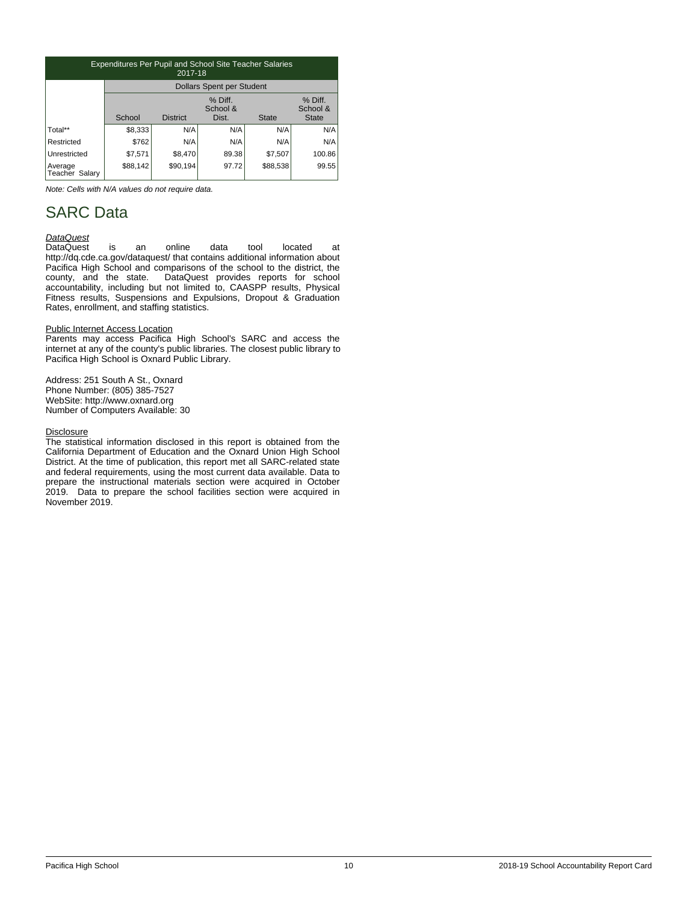| Expenditures Per Pupil and School Site Teacher Salaries 2017-18 | | | | | |
|---|---|---|---|---|---|
| | Dollars Spent per Student | | | | |
| | School | District | % Diff. School & Dist. | State | % Diff. School & State |
| Total** | $8,333 | N/A | N/A | N/A | N/A |
| Restricted | $762 | N/A | N/A | N/A | N/A |
| Unrestricted | $7,571 | $8,470 | 89.38 | $7,507 | 100.86 |
| Average Teacher Salary | $88,142 | $90,194 | 97.72 | $88,538 | 99.55 |

*Note: Cells with N/A values do not require data.*

# SARC Data

*DataQuest*

DataQuest is an online data tool located at http://dq.cde.ca.gov/dataquest/ that contains additional information about Pacifica High School and comparisons of the school to the district, the county, and the state. DataQuest provides reports for school accountability, including but not limited to, CAASPP results, Physical Fitness results, Suspensions and Expulsions, Dropout & Graduation Rates, enrollment, and staffing statistics.

Public Internet Access Location

Parents may access Pacifica High School's SARC and access the internet at any of the county's public libraries. The closest public library to Pacifica High School is Oxnard Public Library.

Address: 251 South A St., Oxnard
Phone Number: (805) 385-7527
WebSite: http://www.oxnard.org
Number of Computers Available: 30

Disclosure

The statistical information disclosed in this report is obtained from the California Department of Education and the Oxnard Union High School District. At the time of publication, this report met all SARC-related state and federal requirements, using the most current data available. Data to prepare the instructional materials section were acquired in October 2019. Data to prepare the school facilities section were acquired in November 2019.